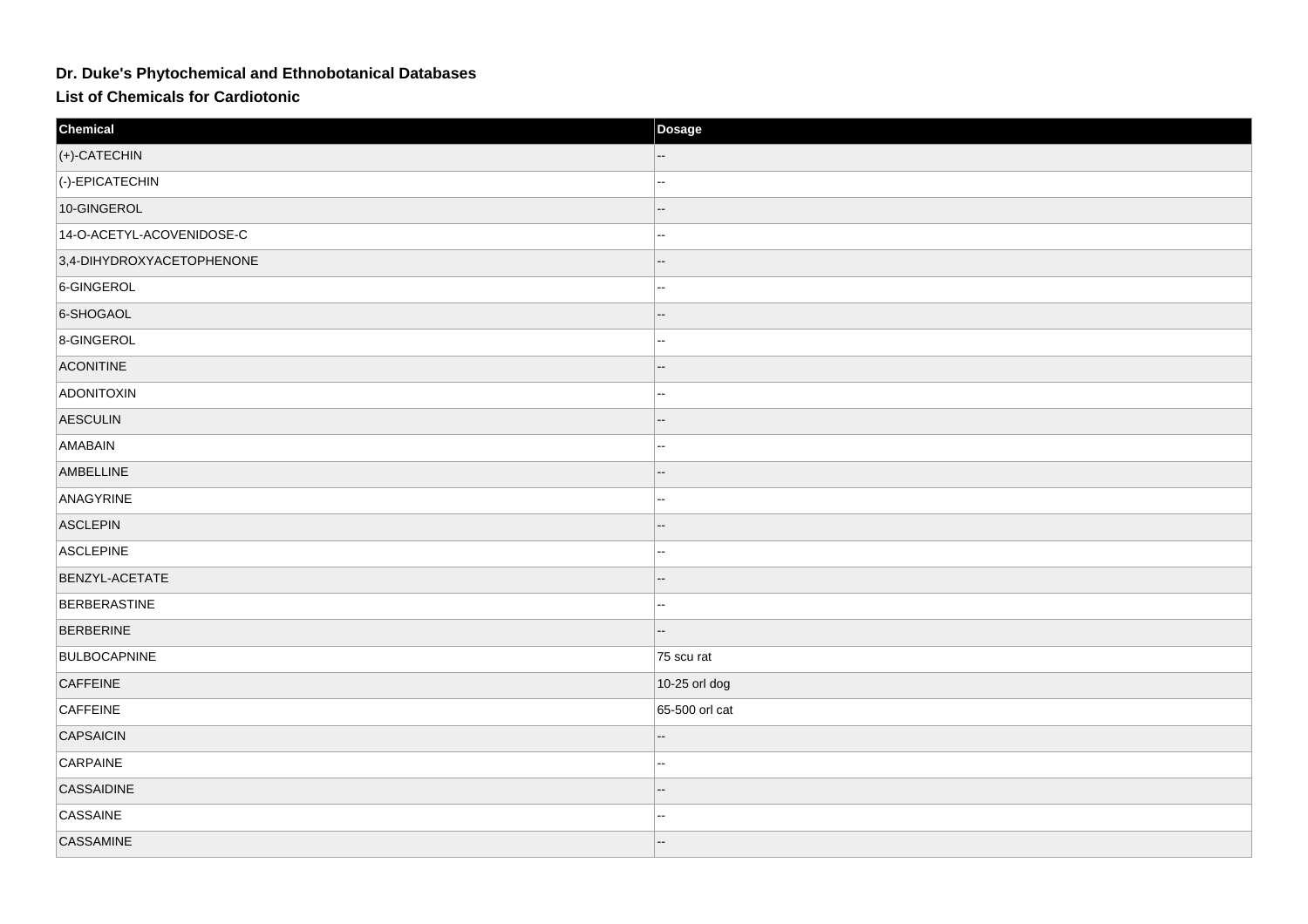# Dr. Duke's Phytochemical and Ethnobotanical Databases

## List of Chemicals for Cardiotonic

| Chemical | Dosage |
| --- | --- |
| (+)-CATECHIN | -- |
| (-)-EPICATECHIN | -- |
| 10-GINGEROL | -- |
| 14-O-ACETYL-ACOVENIDOSE-C | -- |
| 3,4-DIHYDROXYACETOPHENONE | -- |
| 6-GINGEROL | -- |
| 6-SHOGAOL | -- |
| 8-GINGEROL | -- |
| ACONITINE | -- |
| ADONITOXIN | -- |
| AESCULIN | -- |
| AMABAIN | -- |
| AMBELLINE | -- |
| ANAGYRINE | -- |
| ASCLEPIN | -- |
| ASCLEPINE | -- |
| BENZYL-ACETATE | -- |
| BERBERASTINE | -- |
| BERBERINE | -- |
| BULBOCAPNINE | 75 scu rat |
| CAFFEINE | 10-25 orl dog |
| CAFFEINE | 65-500 orl cat |
| CAPSAICIN | -- |
| CARPAINE | -- |
| CASSAIDINE | -- |
| CASSAINE | -- |
| CASSAMINE | -- |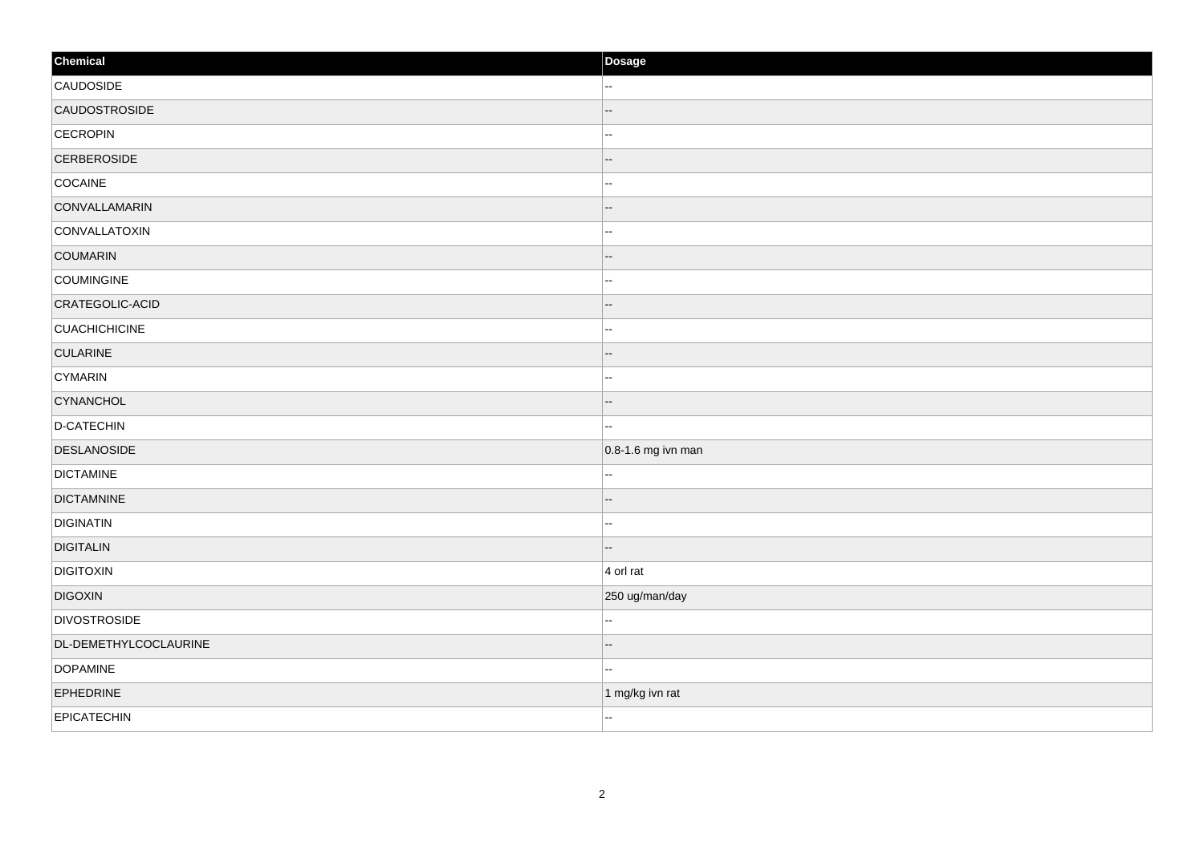| Chemical | Dosage |
| --- | --- |
| CAUDOSIDE | -- |
| CAUDOSTROSIDE | -- |
| CECROPIN | -- |
| CERBEROSIDE | -- |
| COCAINE | -- |
| CONVALLAMARIN | -- |
| CONVALLATOXIN | -- |
| COUMARIN | -- |
| COUMINGINE | -- |
| CRATEGOLIC-ACID | -- |
| CUACHICHICINE | -- |
| CULARINE | -- |
| CYMARIN | -- |
| CYNANCHOL | -- |
| D-CATECHIN | -- |
| DESLANOSIDE | 0.8-1.6 mg ivn man |
| DICTAMINE | -- |
| DICTAMNINE | -- |
| DIGINATIN | -- |
| DIGITALIN | -- |
| DIGITOXIN | 4 orl rat |
| DIGOXIN | 250 ug/man/day |
| DIVOSTROSIDE | -- |
| DL-DEMETHYLCOCLAURINE | -- |
| DOPAMINE | -- |
| EPHEDRINE | 1 mg/kg ivn rat |
| EPICATECHIN | -- |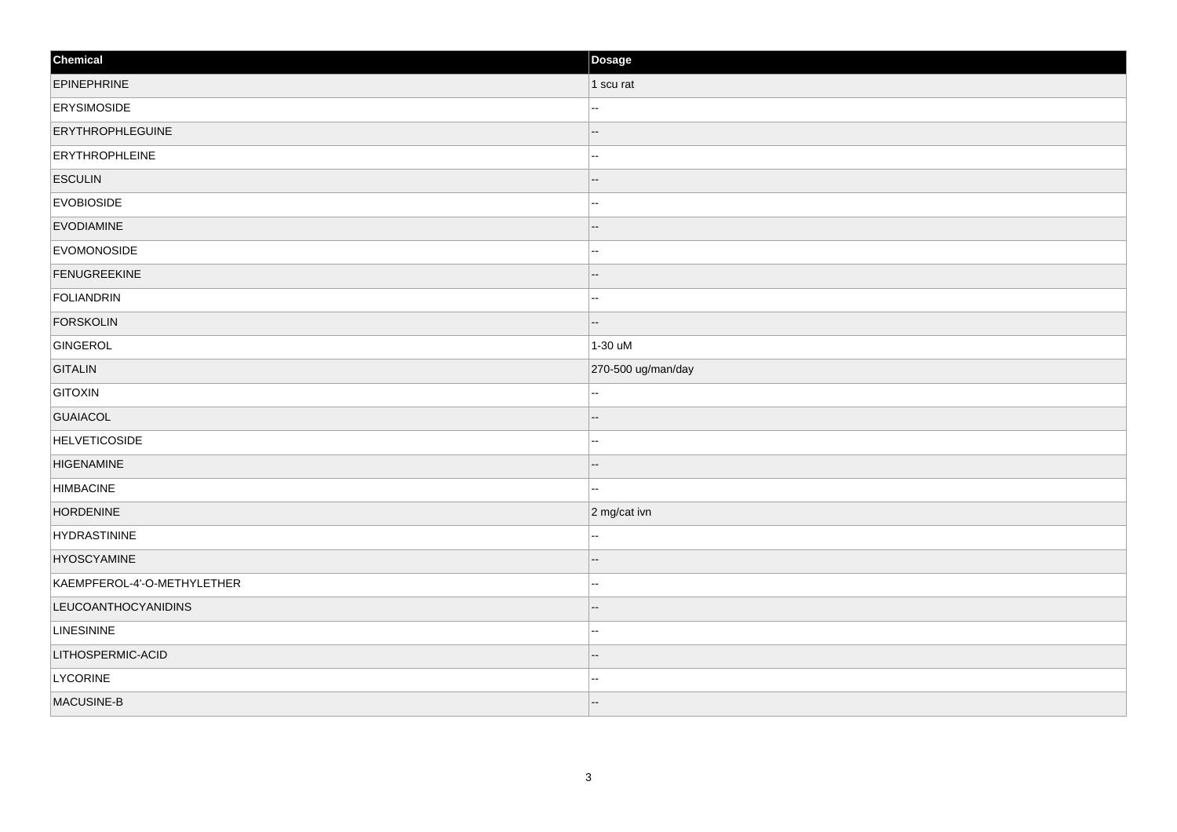| Chemical | Dosage |
| --- | --- |
| EPINEPHRINE | 1 scu rat |
| ERYSIMOSIDE | -- |
| ERYTHROPHLEGUINE | -- |
| ERYTHROPHLEINE | -- |
| ESCULIN | -- |
| EVOBIOSIDE | -- |
| EVODIAMINE | -- |
| EVOMONOSIDE | -- |
| FENUGREEKINE | -- |
| FOLIANDRIN | -- |
| FORSKOLIN | -- |
| GINGEROL | 1-30 uM |
| GITALIN | 270-500 ug/man/day |
| GITOXIN | -- |
| GUAIACOL | -- |
| HELVETICOSIDE | -- |
| HIGENAMINE | -- |
| HIMBACINE | -- |
| HORDENINE | 2 mg/cat ivn |
| HYDRASTININE | -- |
| HYOSCYAMINE | -- |
| KAEMPFEROL-4'-O-METHYLETHER | -- |
| LEUCOANTHOCYANIDINS | -- |
| LINESININE | -- |
| LITHOSPERMIC-ACID | -- |
| LYCORINE | -- |
| MACUSINE-B | -- |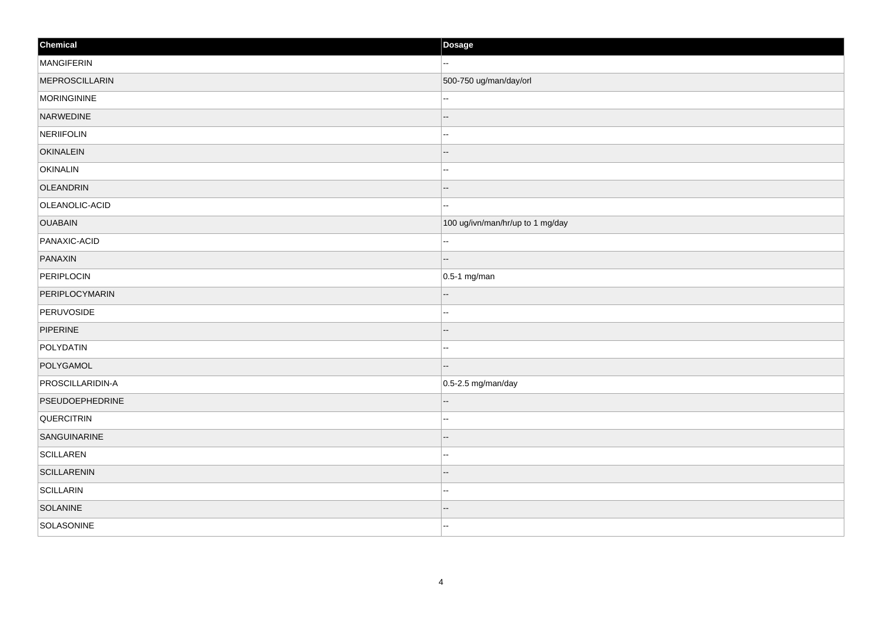| Chemical | Dosage |
| --- | --- |
| MANGIFERIN | -- |
| MEPROSCILLARIN | 500-750 ug/man/day/orl |
| MORINGININE | -- |
| NARWEDINE | -- |
| NERIIFOLIN | -- |
| OKINALEIN | -- |
| OKINALIN | -- |
| OLEANDRIN | -- |
| OLEANOLIC-ACID | -- |
| OUABAIN | 100 ug/ivn/man/hr/up to 1 mg/day |
| PANAXIC-ACID | -- |
| PANAXIN | -- |
| PERIPLOCIN | 0.5-1 mg/man |
| PERIPLOCYMARIN | -- |
| PERUVOSIDE | -- |
| PIPERINE | -- |
| POLYDATIN | -- |
| POLYGAMOL | -- |
| PROSCILLARIDIN-A | 0.5-2.5 mg/man/day |
| PSEUDOEPHEDRINE | -- |
| QUERCITRIN | -- |
| SANGUINARINE | -- |
| SCILLAREN | -- |
| SCILLARENIN | -- |
| SCILLARIN | -- |
| SOLANINE | -- |
| SOLASONINE | -- |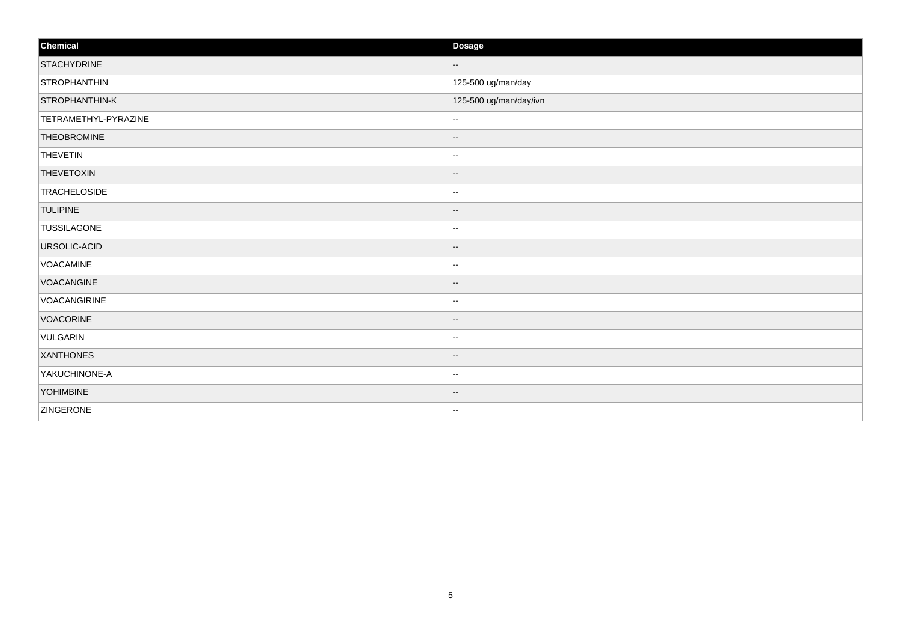| Chemical | Dosage |
| --- | --- |
| STACHYDRINE | -- |
| STROPHANTHIN | 125-500 ug/man/day |
| STROPHANTHIN-K | 125-500 ug/man/day/ivn |
| TETRAMETHYL-PYRAZINE | -- |
| THEOBROMINE | -- |
| THEVETIN | -- |
| THEVETOXIN | -- |
| TRACHELOSIDE | -- |
| TULIPINE | -- |
| TUSSILAGONE | -- |
| URSOLIC-ACID | -- |
| VOACAMINE | -- |
| VOACANGINE | -- |
| VOACANGIRINE | -- |
| VOACORINE | -- |
| VULGARIN | -- |
| XANTHONES | -- |
| YAKUCHINONE-A | -- |
| YOHIMBINE | -- |
| ZINGERONE | -- |